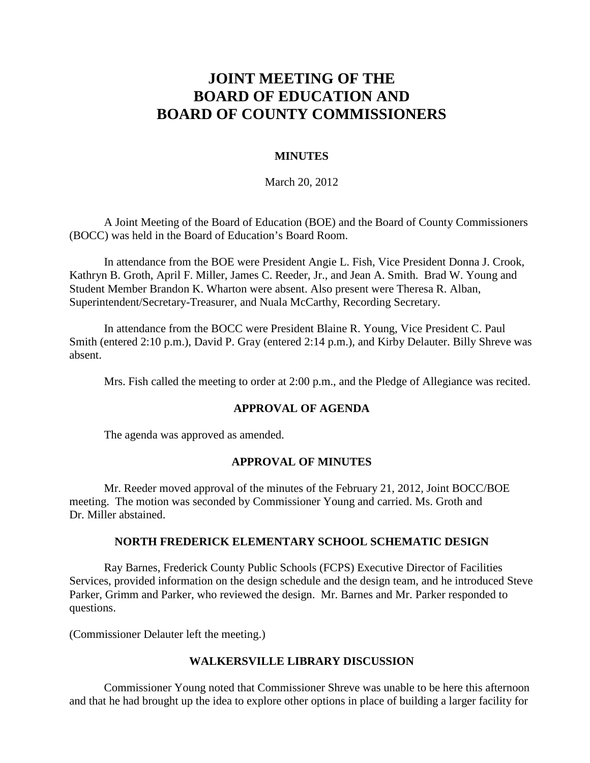# JOINT MEETING OF THE BOARD OF EDUCATION AND BOARD OF COUNTY COMMISSIONERS

**MINUTES**

March 20, 2012

A Joint Meeting of the Board of Education (BOE) and the Board of County Commissioners (BOCC) was held in the Board of Education's Board Room.

In attendance from the BOE were President Angie L. Fish, Vice President Donna J. Crook, Kathryn B. Groth, April F. Miller, James C. Reeder, Jr., and Jean A. Smith. Brad W. Young and Student Member Brandon K. Wharton were absent. Also present were Theresa R. Alban, Superintendent/Secretary-Treasurer, and Nuala McCarthy, Recording Secretary.

In attendance from the BOCC were President Blaine R. Young, Vice President C. Paul Smith (entered 2:10 p.m.), David P. Gray (entered 2:14 p.m.), and Kirby Delauter. Billy Shreve was absent.

Mrs. Fish called the meeting to order at 2:00 p.m., and the Pledge of Allegiance was recited.

## APPROVAL OF AGENDA

The agenda was approved as amended.

## APPROVAL OF MINUTES

Mr. Reeder moved approval of the minutes of the February 21, 2012, Joint BOCC/BOE meeting. The motion was seconded by Commissioner Young and carried. Ms. Groth and Dr. Miller abstained.

## NORTH FREDERICK ELEMENTARY SCHOOL SCHEMATIC DESIGN

Ray Barnes, Frederick County Public Schools (FCPS) Executive Director of Facilities Services, provided information on the design schedule and the design team, and he introduced Steve Parker, Grimm and Parker, who reviewed the design. Mr. Barnes and Mr. Parker responded to questions.

(Commissioner Delauter left the meeting.)

## WALKERSVILLE LIBRARY DISCUSSION

Commissioner Young noted that Commissioner Shreve was unable to be here this afternoon and that he had brought up the idea to explore other options in place of building a larger facility for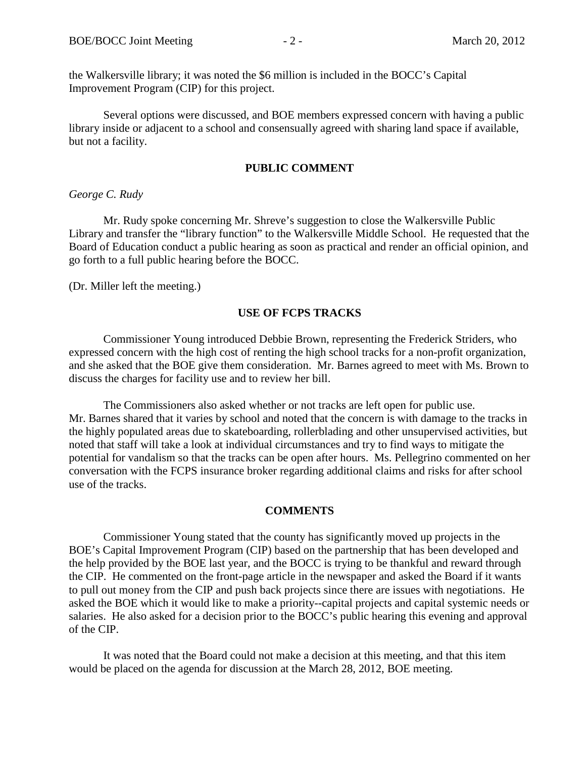the Walkersville library; it was noted the $6 million is included in the BOCC's Capital Improvement Program (CIP) for this project.

Several options were discussed, and BOE members expressed concern with having a public library inside or adjacent to a school and consensually agreed with sharing land space if available, but not a facility.

## PUBLIC COMMENT

*George C. Rudy*

Mr. Rudy spoke concerning Mr. Shreve's suggestion to close the Walkersville Public Library and transfer the "library function" to the Walkersville Middle School. He requested that the Board of Education conduct a public hearing as soon as practical and render an official opinion, and go forth to a full public hearing before the BOCC.

(Dr. Miller left the meeting.)

## USE OF FCPS TRACKS

Commissioner Young introduced Debbie Brown, representing the Frederick Striders, who expressed concern with the high cost of renting the high school tracks for a non-profit organization, and she asked that the BOE give them consideration. Mr. Barnes agreed to meet with Ms. Brown to discuss the charges for facility use and to review her bill.

The Commissioners also asked whether or not tracks are left open for public use. Mr. Barnes shared that it varies by school and noted that the concern is with damage to the tracks in the highly populated areas due to skateboarding, rollerblading and other unsupervised activities, but noted that staff will take a look at individual circumstances and try to find ways to mitigate the potential for vandalism so that the tracks can be open after hours. Ms. Pellegrino commented on her conversation with the FCPS insurance broker regarding additional claims and risks for after school use of the tracks.

## COMMENTS

Commissioner Young stated that the county has significantly moved up projects in the BOE's Capital Improvement Program (CIP) based on the partnership that has been developed and the help provided by the BOE last year, and the BOCC is trying to be thankful and reward through the CIP. He commented on the front-page article in the newspaper and asked the Board if it wants to pull out money from the CIP and push back projects since there are issues with negotiations. He asked the BOE which it would like to make a priority--capital projects and capital systemic needs or salaries. He also asked for a decision prior to the BOCC's public hearing this evening and approval of the CIP.

It was noted that the Board could not make a decision at this meeting, and that this item would be placed on the agenda for discussion at the March 28, 2012, BOE meeting.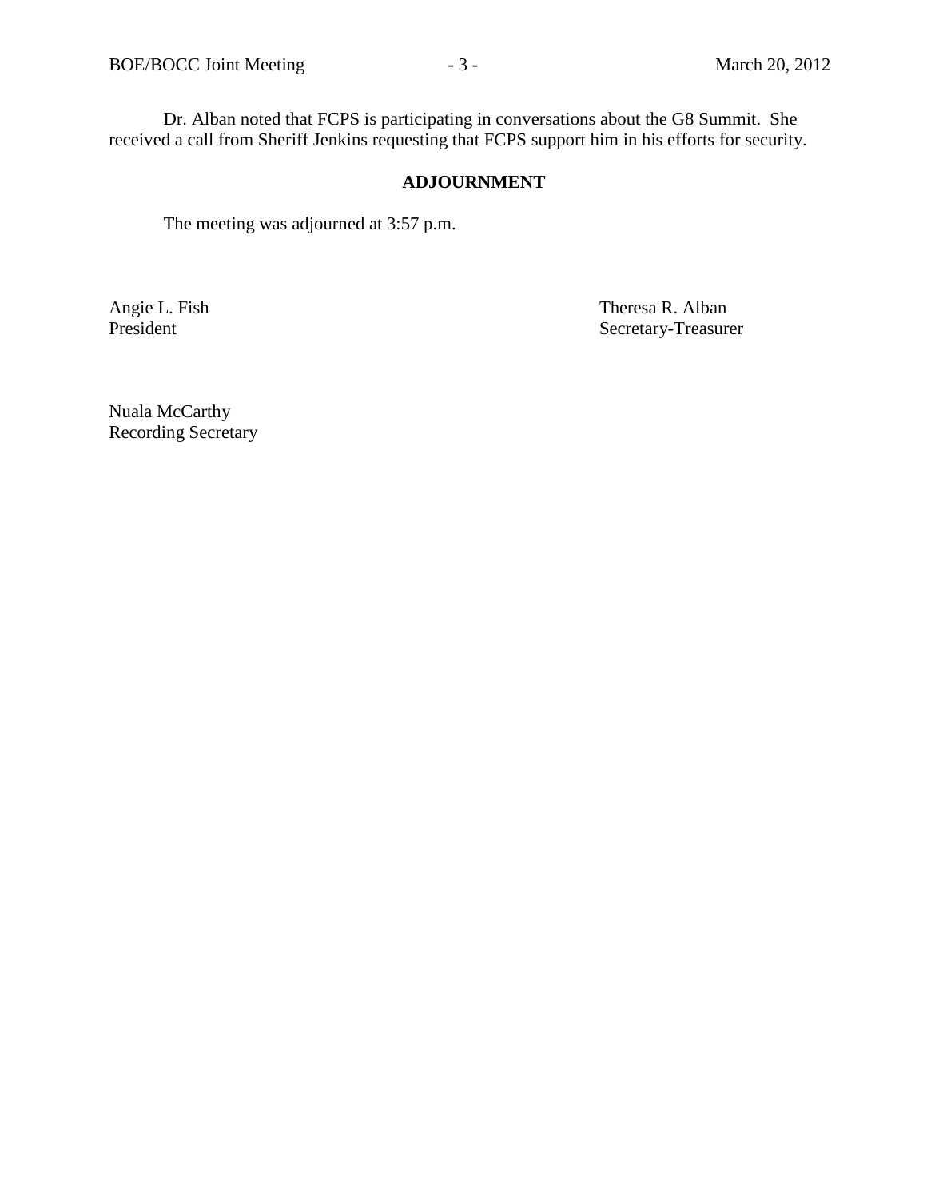Dr. Alban noted that FCPS is participating in conversations about the G8 Summit. She received a call from Sheriff Jenkins requesting that FCPS support him in his efforts for security.

## ADJOURNMENT

The meeting was adjourned at 3:57 p.m.

Angie L. Fish
President

Theresa R. Alban
Secretary-Treasurer

Nuala McCarthy
Recording Secretary